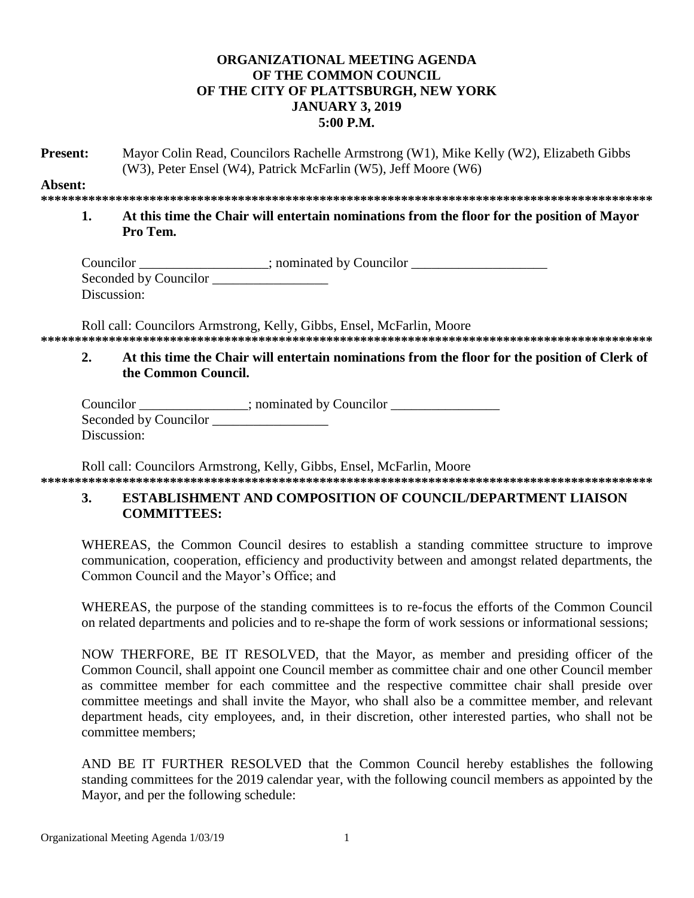# ORGANIZATIONAL MEETING AGENDA OF THE COMMON COUNCIL OF THE CITY OF PLATTSBURGH, NEW YORK JANUARY 3, 2019 5:00 P.M.

**Present:** Mayor Colin Read, Councilors Rachelle Armstrong (W1), Mike Kelly (W2), Elizabeth Gibbs (W3), Peter Ensel (W4), Patrick McFarlin (W5), Jeff Moore (W6)

**Absent:**

*******************************************************************************************

**1. At this time the Chair will entertain nominations from the floor for the position of Mayor Pro Tem.**

Councilor ___________________; nominated by Councilor ____________________
Seconded by Councilor _________________
Discussion:

Roll call: Councilors Armstrong, Kelly, Gibbs, Ensel, McFarlin, Moore

*******************************************************************************************

**2. At this time the Chair will entertain nominations from the floor for the position of Clerk of the Common Council.**

Councilor ________________; nominated by Councilor ________________
Seconded by Councilor _________________
Discussion:

Roll call: Councilors Armstrong, Kelly, Gibbs, Ensel, McFarlin, Moore

*******************************************************************************************

**3. ESTABLISHMENT AND COMPOSITION OF COUNCIL/DEPARTMENT LIAISON COMMITTEES:**

WHEREAS, the Common Council desires to establish a standing committee structure to improve communication, cooperation, efficiency and productivity between and amongst related departments, the Common Council and the Mayor's Office; and

WHEREAS, the purpose of the standing committees is to re-focus the efforts of the Common Council on related departments and policies and to re-shape the form of work sessions or informational sessions;

NOW THERFORE, BE IT RESOLVED, that the Mayor, as member and presiding officer of the Common Council, shall appoint one Council member as committee chair and one other Council member as committee member for each committee and the respective committee chair shall preside over committee meetings and shall invite the Mayor, who shall also be a committee member, and relevant department heads, city employees, and, in their discretion, other interested parties, who shall not be committee members;

AND BE IT FURTHER RESOLVED that the Common Council hereby establishes the following standing committees for the 2019 calendar year, with the following council members as appointed by the Mayor, and per the following schedule: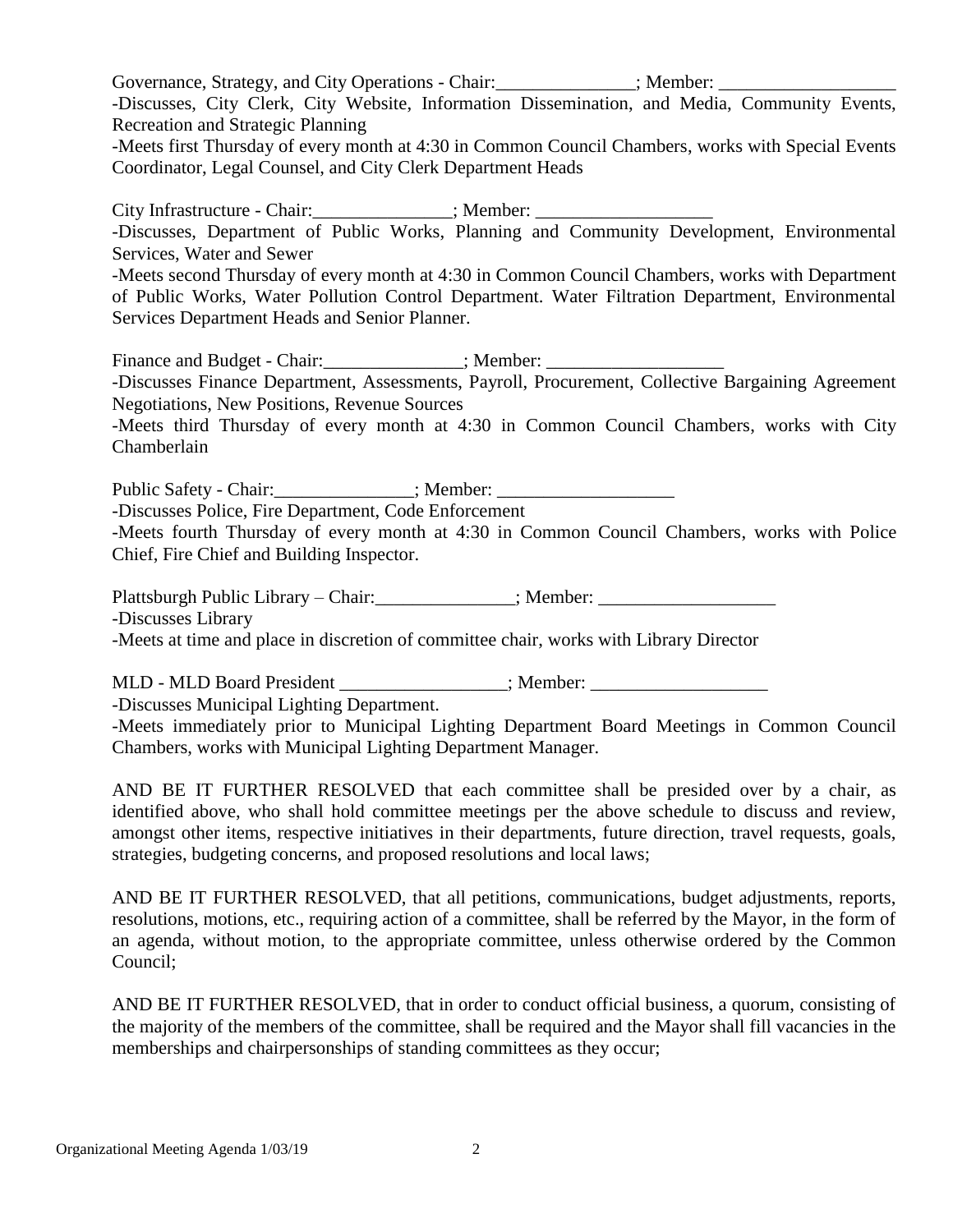Governance, Strategy, and City Operations - Chair:_______________; Member: ___________________

-Discusses, City Clerk, City Website, Information Dissemination, and Media, Community Events, Recreation and Strategic Planning

-Meets first Thursday of every month at 4:30 in Common Council Chambers, works with Special Events Coordinator, Legal Counsel, and City Clerk Department Heads

City Infrastructure - Chair:_______________; Member: ___________________

-Discusses, Department of Public Works, Planning and Community Development, Environmental Services, Water and Sewer

-Meets second Thursday of every month at 4:30 in Common Council Chambers, works with Department of Public Works, Water Pollution Control Department. Water Filtration Department, Environmental Services Department Heads and Senior Planner.

Finance and Budget - Chair:_______________; Member: ___________________

-Discusses Finance Department, Assessments, Payroll, Procurement, Collective Bargaining Agreement Negotiations, New Positions, Revenue Sources

-Meets third Thursday of every month at 4:30 in Common Council Chambers, works with City Chamberlain

Public Safety - Chair:_______________; Member: ___________________

-Discusses Police, Fire Department, Code Enforcement

-Meets fourth Thursday of every month at 4:30 in Common Council Chambers, works with Police Chief, Fire Chief and Building Inspector.

Plattsburgh Public Library – Chair:_______________; Member: ___________________

-Discusses Library

-Meets at time and place in discretion of committee chair, works with Library Director

MLD - MLD Board President __________________; Member: ___________________

-Discusses Municipal Lighting Department.

-Meets immediately prior to Municipal Lighting Department Board Meetings in Common Council Chambers, works with Municipal Lighting Department Manager.

AND BE IT FURTHER RESOLVED that each committee shall be presided over by a chair, as identified above, who shall hold committee meetings per the above schedule to discuss and review, amongst other items, respective initiatives in their departments, future direction, travel requests, goals, strategies, budgeting concerns, and proposed resolutions and local laws;

AND BE IT FURTHER RESOLVED, that all petitions, communications, budget adjustments, reports, resolutions, motions, etc., requiring action of a committee, shall be referred by the Mayor, in the form of an agenda, without motion, to the appropriate committee, unless otherwise ordered by the Common Council;

AND BE IT FURTHER RESOLVED, that in order to conduct official business, a quorum, consisting of the majority of the members of the committee, shall be required and the Mayor shall fill vacancies in the memberships and chairpersonships of standing committees as they occur;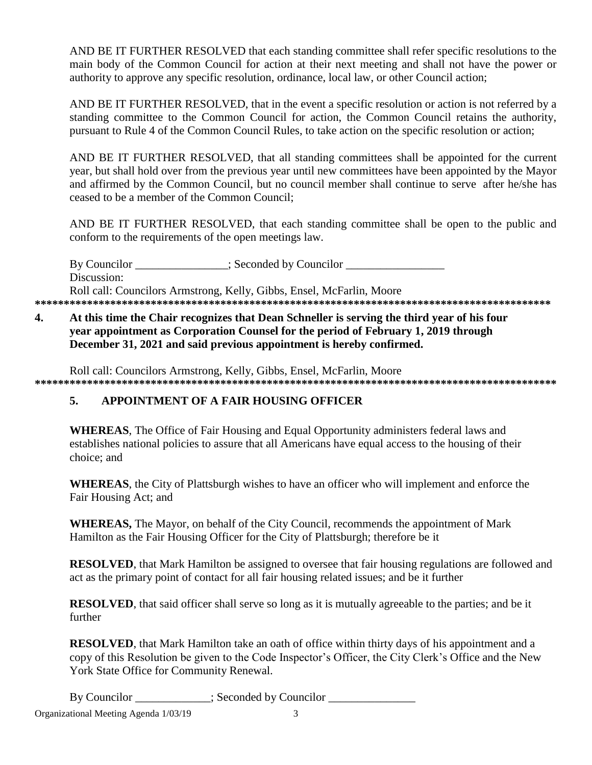AND BE IT FURTHER RESOLVED that each standing committee shall refer specific resolutions to the main body of the Common Council for action at their next meeting and shall not have the power or authority to approve any specific resolution, ordinance, local law, or other Council action;

AND BE IT FURTHER RESOLVED, that in the event a specific resolution or action is not referred by a standing committee to the Common Council for action, the Common Council retains the authority, pursuant to Rule 4 of the Common Council Rules, to take action on the specific resolution or action;

AND BE IT FURTHER RESOLVED, that all standing committees shall be appointed for the current year, but shall hold over from the previous year until new committees have been appointed by the Mayor and affirmed by the Common Council, but no council member shall continue to serve after he/she has ceased to be a member of the Common Council;

AND BE IT FURTHER RESOLVED, that each standing committee shall be open to the public and conform to the requirements of the open meetings law.

By Councilor ________________; Seconded by Councilor _________________
Discussion:
Roll call: Councilors Armstrong, Kelly, Gibbs, Ensel, McFarlin, Moore

*******************************************************************************************

**4. At this time the Chair recognizes that Dean Schneller is serving the third year of his four year appointment as Corporation Counsel for the period of February 1, 2019 through December 31, 2021 and said previous appointment is hereby confirmed.**

Roll call: Councilors Armstrong, Kelly, Gibbs, Ensel, McFarlin, Moore

*******************************************************************************************

**5. APPOINTMENT OF A FAIR HOUSING OFFICER**

**WHEREAS**, The Office of Fair Housing and Equal Opportunity administers federal laws and establishes national policies to assure that all Americans have equal access to the housing of their choice; and

**WHEREAS**, the City of Plattsburgh wishes to have an officer who will implement and enforce the Fair Housing Act; and

**WHEREAS,** The Mayor, on behalf of the City Council, recommends the appointment of Mark Hamilton as the Fair Housing Officer for the City of Plattsburgh; therefore be it

**RESOLVED**, that Mark Hamilton be assigned to oversee that fair housing regulations are followed and act as the primary point of contact for all fair housing related issues; and be it further

**RESOLVED**, that said officer shall serve so long as it is mutually agreeable to the parties; and be it further

**RESOLVED**, that Mark Hamilton take an oath of office within thirty days of his appointment and a copy of this Resolution be given to the Code Inspector's Officer, the City Clerk's Office and the New York State Office for Community Renewal.

By Councilor _____________; Seconded by Councilor _______________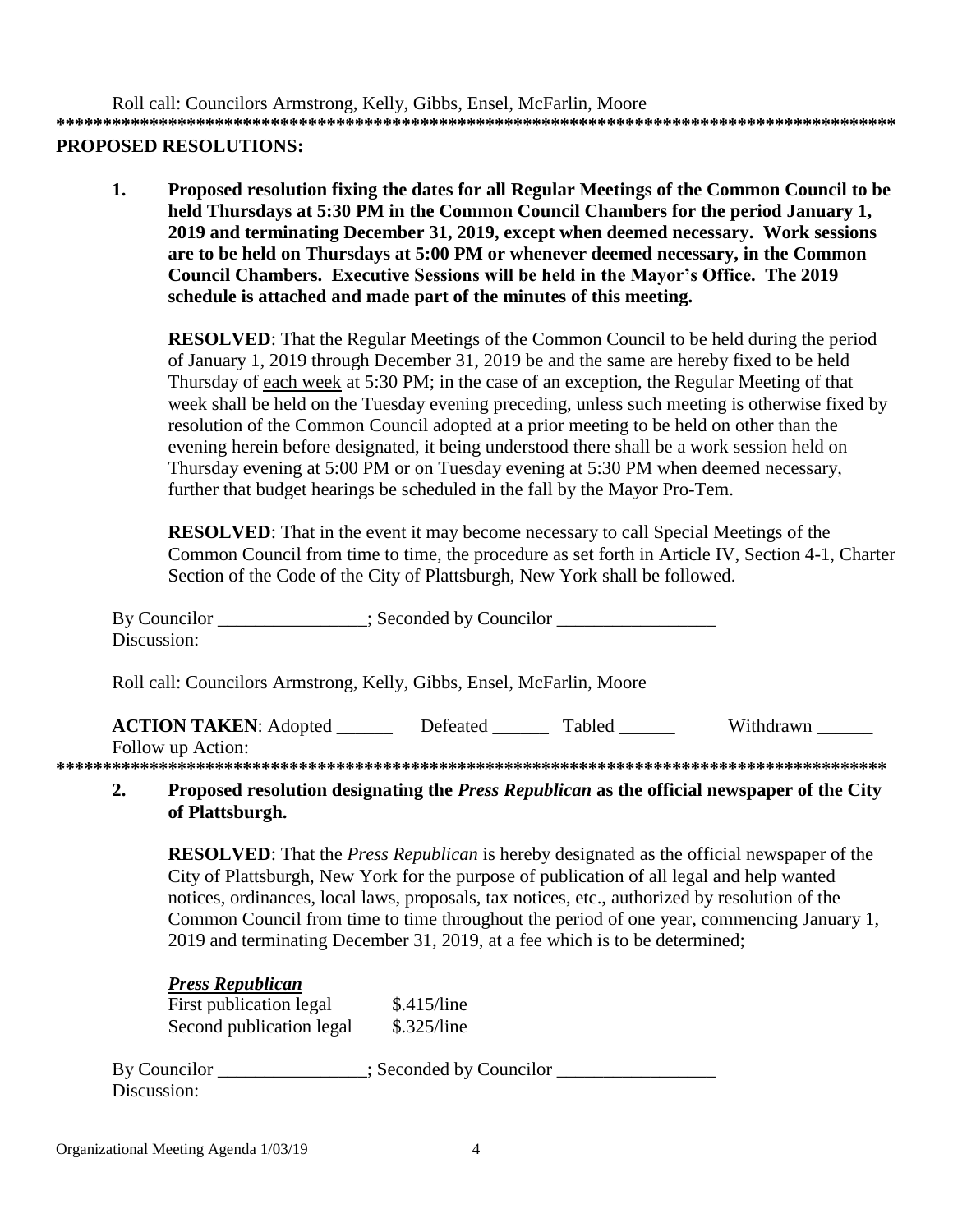Roll call: Councilors Armstrong, Kelly, Gibbs, Ensel, McFarlin, Moore

******************************************************************************************

**PROPOSED RESOLUTIONS:**

**1. Proposed resolution fixing the dates for all Regular Meetings of the Common Council to be held Thursdays at 5:30 PM in the Common Council Chambers for the period January 1, 2019 and terminating December 31, 2019, except when deemed necessary. Work sessions are to be held on Thursdays at 5:00 PM or whenever deemed necessary, in the Common Council Chambers. Executive Sessions will be held in the Mayor's Office. The 2019 schedule is attached and made part of the minutes of this meeting.**

**RESOLVED**: That the Regular Meetings of the Common Council to be held during the period of January 1, 2019 through December 31, 2019 be and the same are hereby fixed to be held Thursday of <u>each week</u> at 5:30 PM; in the case of an exception, the Regular Meeting of that week shall be held on the Tuesday evening preceding, unless such meeting is otherwise fixed by resolution of the Common Council adopted at a prior meeting to be held on other than the evening herein before designated, it being understood there shall be a work session held on Thursday evening at 5:00 PM or on Tuesday evening at 5:30 PM when deemed necessary, further that budget hearings be scheduled in the fall by the Mayor Pro-Tem.

**RESOLVED**: That in the event it may become necessary to call Special Meetings of the Common Council from time to time, the procedure as set forth in Article IV, Section 4-1, Charter Section of the Code of the City of Plattsburgh, New York shall be followed.

By Councilor ________________; Seconded by Councilor _________________
Discussion:

Roll call: Councilors Armstrong, Kelly, Gibbs, Ensel, McFarlin, Moore

**ACTION TAKEN**: Adopted ______ Defeated ______ Tabled ______ Withdrawn ______
Follow up Action:

******************************************************************************************

**2. Proposed resolution designating the *Press Republican* as the official newspaper of the City of Plattsburgh.**

**RESOLVED**: That the *Press Republican* is hereby designated as the official newspaper of the City of Plattsburgh, New York for the purpose of publication of all legal and help wanted notices, ordinances, local laws, proposals, tax notices, etc., authorized by resolution of the Common Council from time to time throughout the period of one year, commencing January 1, 2019 and terminating December 31, 2019, at a fee which is to be determined;

***<u>Press Republican</u>***

| | |
|---|---|
| First publication legal | $.415/line |
| Second publication legal | $.325/line |

By Councilor ________________; Seconded by Councilor _________________
Discussion: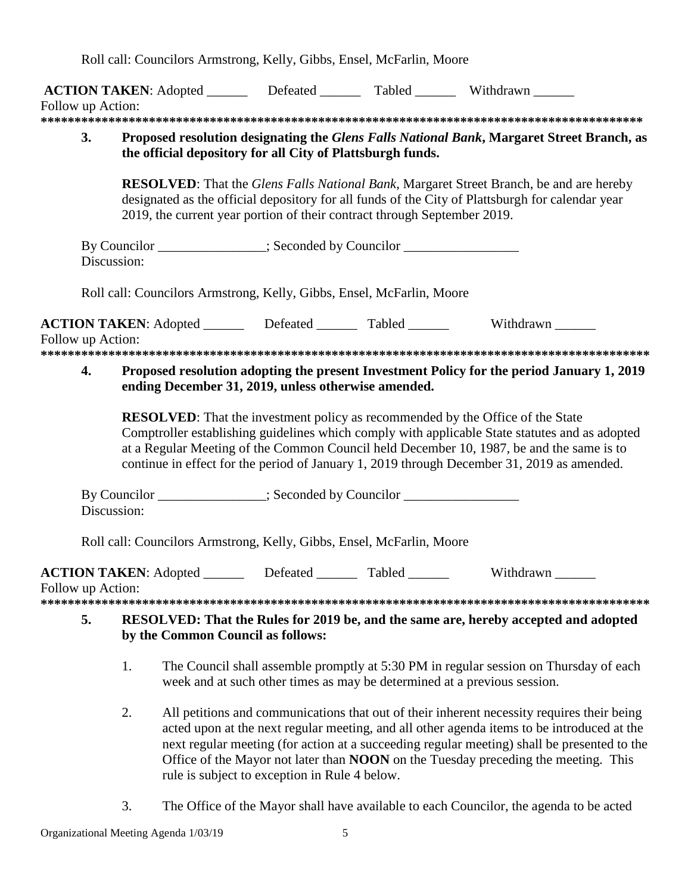Roll call: Councilors Armstrong, Kelly, Gibbs, Ensel, McFarlin, Moore

**ACTION TAKEN**: Adopted ______ Defeated ______ Tabled ______ Withdrawn ______
Follow up Action:

*******************************************************************************************

**3. Proposed resolution designating the *Glens Falls National Bank*, Margaret Street Branch, as the official depository for all City of Plattsburgh funds.**

**RESOLVED**: That the *Glens Falls National Bank*, Margaret Street Branch, be and are hereby designated as the official depository for all funds of the City of Plattsburgh for calendar year 2019, the current year portion of their contract through September 2019.

By Councilor ________________; Seconded by Councilor _________________
Discussion:

Roll call: Councilors Armstrong, Kelly, Gibbs, Ensel, McFarlin, Moore

**ACTION TAKEN**: Adopted ______ Defeated ______ Tabled ______ Withdrawn ______
Follow up Action:

*******************************************************************************************

**4. Proposed resolution adopting the present Investment Policy for the period January 1, 2019 ending December 31, 2019, unless otherwise amended.**

**RESOLVED**: That the investment policy as recommended by the Office of the State Comptroller establishing guidelines which comply with applicable State statutes and as adopted at a Regular Meeting of the Common Council held December 10, 1987, be and the same is to continue in effect for the period of January 1, 2019 through December 31, 2019 as amended.

By Councilor ________________; Seconded by Councilor _________________
Discussion:

Roll call: Councilors Armstrong, Kelly, Gibbs, Ensel, McFarlin, Moore

**ACTION TAKEN**: Adopted ______ Defeated ______ Tabled ______ Withdrawn ______
Follow up Action:

*******************************************************************************************

**5. RESOLVED: That the Rules for 2019 be, and the same are, hereby accepted and adopted by the Common Council as follows:**

1. The Council shall assemble promptly at 5:30 PM in regular session on Thursday of each week and at such other times as may be determined at a previous session.

2. All petitions and communications that out of their inherent necessity requires their being acted upon at the next regular meeting, and all other agenda items to be introduced at the next regular meeting (for action at a succeeding regular meeting) shall be presented to the Office of the Mayor not later than **NOON** on the Tuesday preceding the meeting. This rule is subject to exception in Rule 4 below.

3. The Office of the Mayor shall have available to each Councilor, the agenda to be acted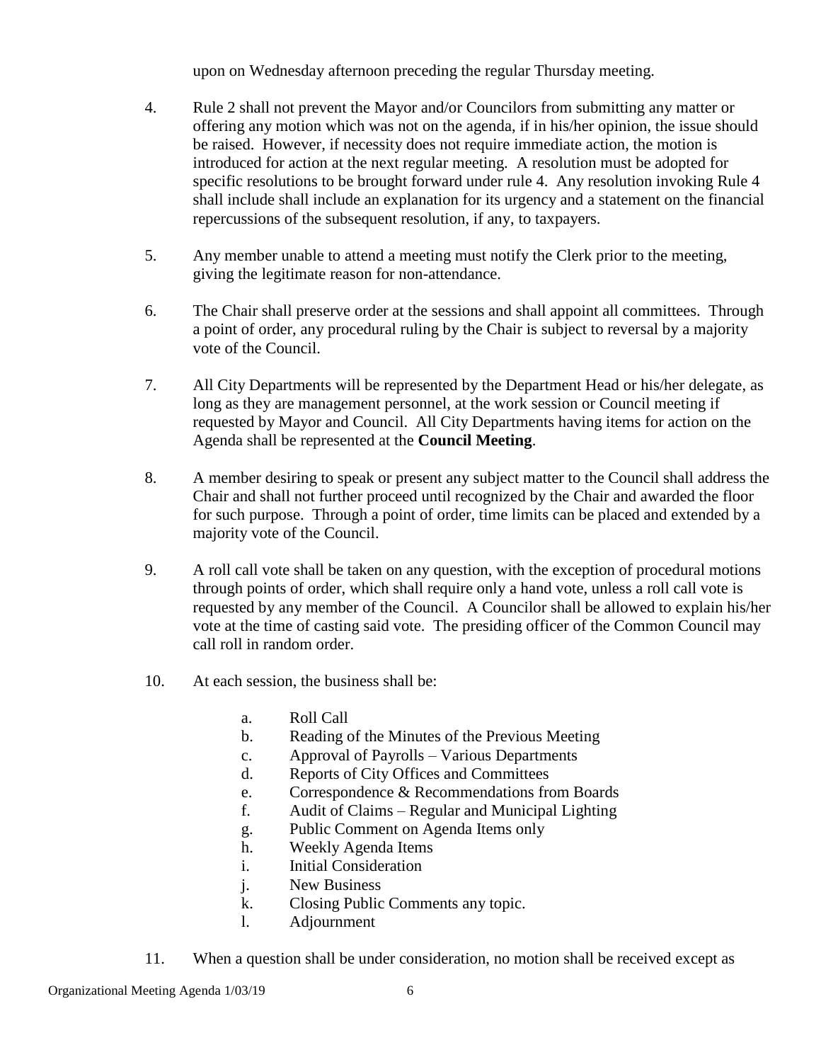upon on Wednesday afternoon preceding the regular Thursday meeting.

4. Rule 2 shall not prevent the Mayor and/or Councilors from submitting any matter or offering any motion which was not on the agenda, if in his/her opinion, the issue should be raised. However, if necessity does not require immediate action, the motion is introduced for action at the next regular meeting. A resolution must be adopted for specific resolutions to be brought forward under rule 4. Any resolution invoking Rule 4 shall include shall include an explanation for its urgency and a statement on the financial repercussions of the subsequent resolution, if any, to taxpayers.

5. Any member unable to attend a meeting must notify the Clerk prior to the meeting, giving the legitimate reason for non-attendance.

6. The Chair shall preserve order at the sessions and shall appoint all committees. Through a point of order, any procedural ruling by the Chair is subject to reversal by a majority vote of the Council.

7. All City Departments will be represented by the Department Head or his/her delegate, as long as they are management personnel, at the work session or Council meeting if requested by Mayor and Council. All City Departments having items for action on the Agenda shall be represented at the **Council Meeting**.

8. A member desiring to speak or present any subject matter to the Council shall address the Chair and shall not further proceed until recognized by the Chair and awarded the floor for such purpose. Through a point of order, time limits can be placed and extended by a majority vote of the Council.

9. A roll call vote shall be taken on any question, with the exception of procedural motions through points of order, which shall require only a hand vote, unless a roll call vote is requested by any member of the Council. A Councilor shall be allowed to explain his/her vote at the time of casting said vote. The presiding officer of the Common Council may call roll in random order.

10. At each session, the business shall be:

    a. Roll Call
    b. Reading of the Minutes of the Previous Meeting
    c. Approval of Payrolls – Various Departments
    d. Reports of City Offices and Committees
    e. Correspondence & Recommendations from Boards
    f. Audit of Claims – Regular and Municipal Lighting
    g. Public Comment on Agenda Items only
    h. Weekly Agenda Items
    i. Initial Consideration
    j. New Business
    k. Closing Public Comments any topic.
    l. Adjournment

11. When a question shall be under consideration, no motion shall be received except as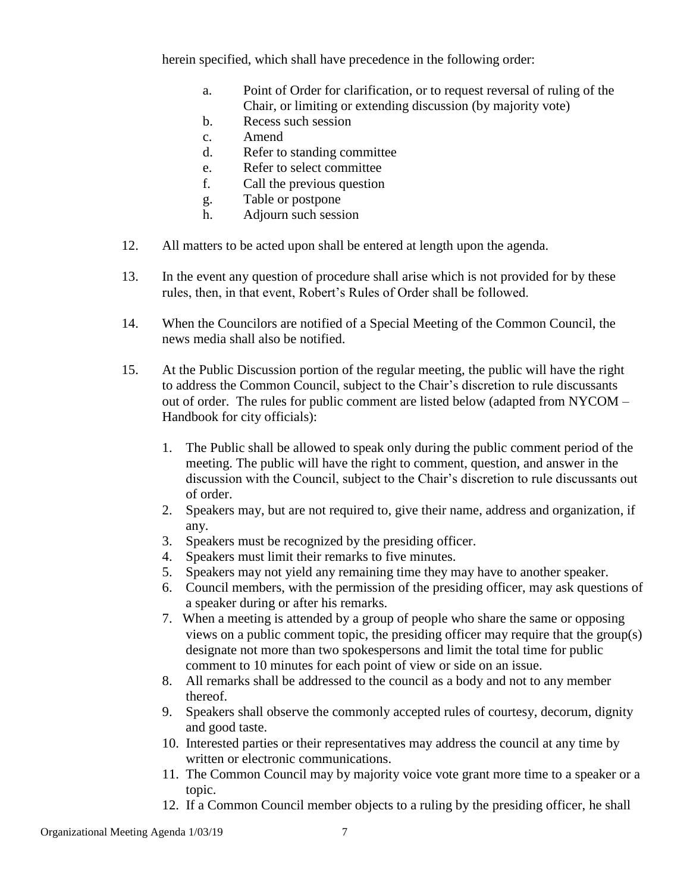herein specified, which shall have precedence in the following order:

a. Point of Order for clarification, or to request reversal of ruling of the Chair, or limiting or extending discussion (by majority vote)
b. Recess such session
c. Amend
d. Refer to standing committee
e. Refer to select committee
f. Call the previous question
g. Table or postpone
h. Adjourn such session

12. All matters to be acted upon shall be entered at length upon the agenda.

13. In the event any question of procedure shall arise which is not provided for by these rules, then, in that event, Robert's Rules of Order shall be followed.

14. When the Councilors are notified of a Special Meeting of the Common Council, the news media shall also be notified.

15. At the Public Discussion portion of the regular meeting, the public will have the right to address the Common Council, subject to the Chair's discretion to rule discussants out of order. The rules for public comment are listed below (adapted from NYCOM – Handbook for city officials):

    1. The Public shall be allowed to speak only during the public comment period of the meeting. The public will have the right to comment, question, and answer in the discussion with the Council, subject to the Chair's discretion to rule discussants out of order.
    2. Speakers may, but are not required to, give their name, address and organization, if any.
    3. Speakers must be recognized by the presiding officer.
    4. Speakers must limit their remarks to five minutes.
    5. Speakers may not yield any remaining time they may have to another speaker.
    6. Council members, with the permission of the presiding officer, may ask questions of a speaker during or after his remarks.
    7. When a meeting is attended by a group of people who share the same or opposing views on a public comment topic, the presiding officer may require that the group(s) designate not more than two spokespersons and limit the total time for public comment to 10 minutes for each point of view or side on an issue.
    8. All remarks shall be addressed to the council as a body and not to any member thereof.
    9. Speakers shall observe the commonly accepted rules of courtesy, decorum, dignity and good taste.
    10. Interested parties or their representatives may address the council at any time by written or electronic communications.
    11. The Common Council may by majority voice vote grant more time to a speaker or a topic.
    12. If a Common Council member objects to a ruling by the presiding officer, he shall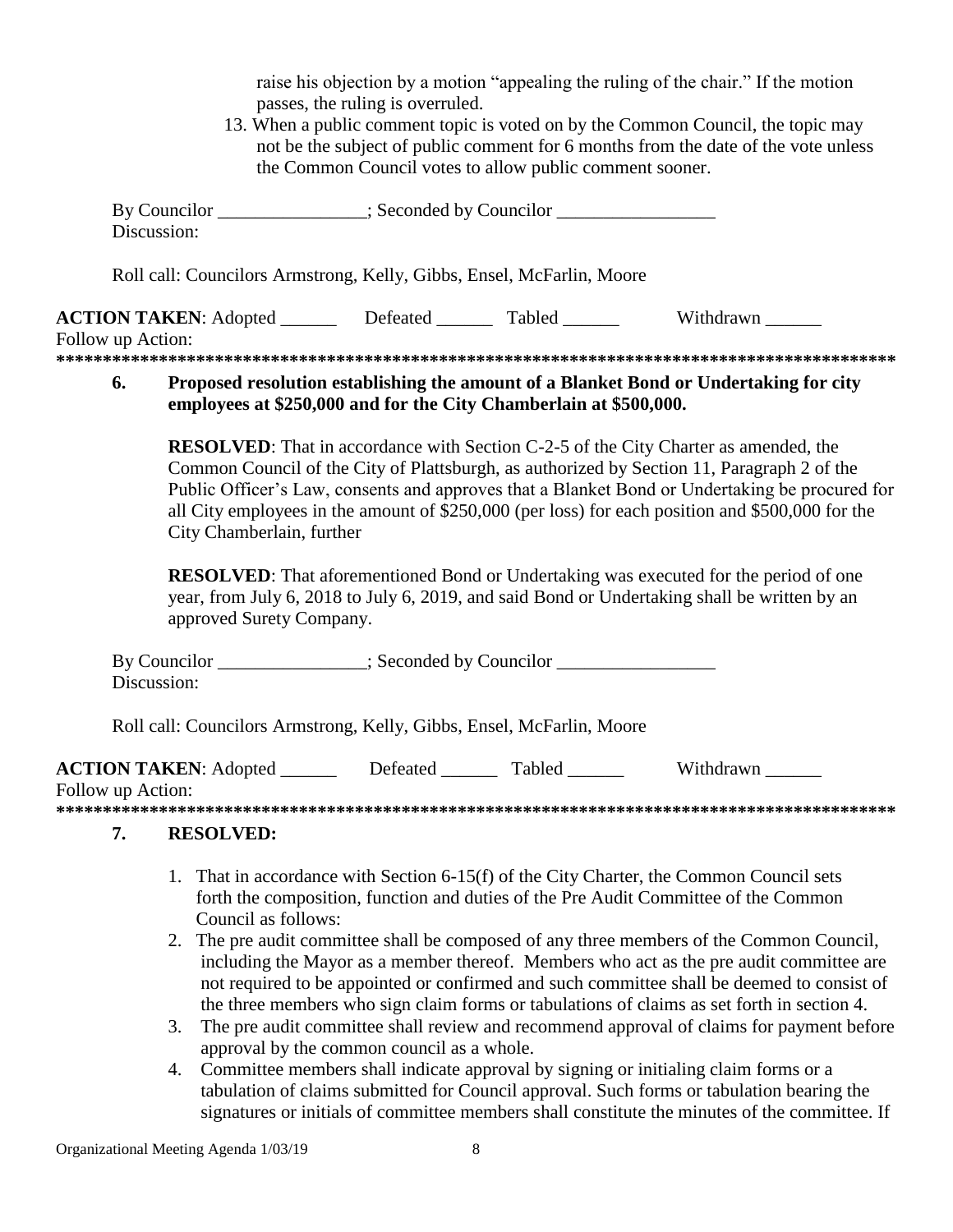raise his objection by a motion "appealing the ruling of the chair." If the motion passes, the ruling is overruled.

13. When a public comment topic is voted on by the Common Council, the topic may not be the subject of public comment for 6 months from the date of the vote unless the Common Council votes to allow public comment sooner.

By Councilor ________________; Seconded by Councilor _________________
Discussion:

Roll call: Councilors Armstrong, Kelly, Gibbs, Ensel, McFarlin, Moore

**ACTION TAKEN**: Adopted ______ Defeated ______ Tabled ______ Withdrawn ______
Follow up Action:

*******************************************************************************************

**6. Proposed resolution establishing the amount of a Blanket Bond or Undertaking for city employees at $250,000 and for the City Chamberlain at $500,000.**

**RESOLVED**: That in accordance with Section C-2-5 of the City Charter as amended, the Common Council of the City of Plattsburgh, as authorized by Section 11, Paragraph 2 of the Public Officer's Law, consents and approves that a Blanket Bond or Undertaking be procured for all City employees in the amount of $250,000 (per loss) for each position and $500,000 for the City Chamberlain, further

**RESOLVED**: That aforementioned Bond or Undertaking was executed for the period of one year, from July 6, 2018 to July 6, 2019, and said Bond or Undertaking shall be written by an approved Surety Company.

By Councilor ________________; Seconded by Councilor _________________
Discussion:

Roll call: Councilors Armstrong, Kelly, Gibbs, Ensel, McFarlin, Moore

**ACTION TAKEN**: Adopted ______ Defeated ______ Tabled ______ Withdrawn ______
Follow up Action:

*******************************************************************************************

**7. RESOLVED:**

1. That in accordance with Section 6-15(f) of the City Charter, the Common Council sets forth the composition, function and duties of the Pre Audit Committee of the Common Council as follows:
2. The pre audit committee shall be composed of any three members of the Common Council, including the Mayor as a member thereof. Members who act as the pre audit committee are not required to be appointed or confirmed and such committee shall be deemed to consist of the three members who sign claim forms or tabulations of claims as set forth in section 4.
3. The pre audit committee shall review and recommend approval of claims for payment before approval by the common council as a whole.
4. Committee members shall indicate approval by signing or initialing claim forms or a tabulation of claims submitted for Council approval. Such forms or tabulation bearing the signatures or initials of committee members shall constitute the minutes of the committee. If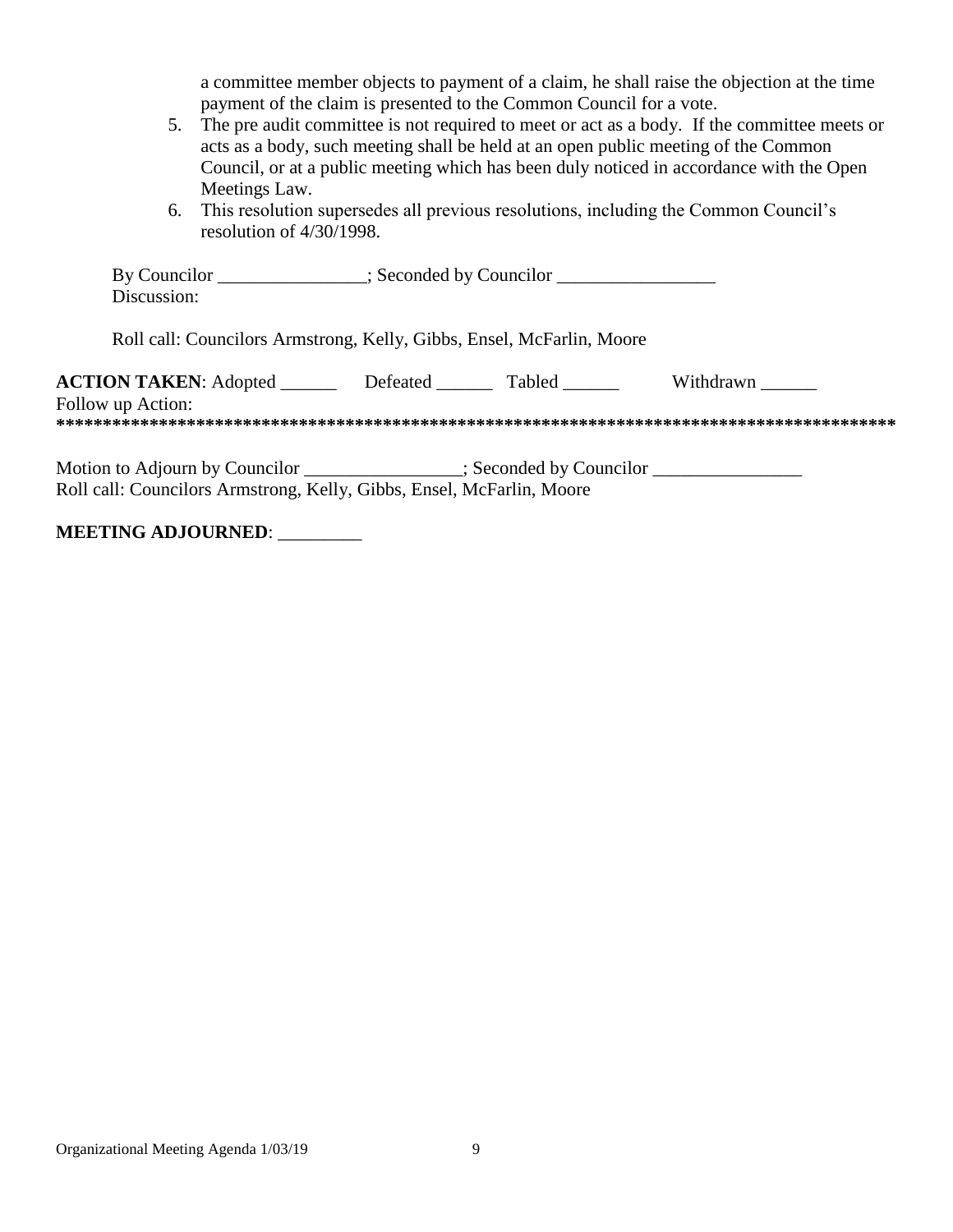a committee member objects to payment of a claim, he shall raise the objection at the time payment of the claim is presented to the Common Council for a vote.

5. The pre audit committee is not required to meet or act as a body. If the committee meets or acts as a body, such meeting shall be held at an open public meeting of the Common Council, or at a public meeting which has been duly noticed in accordance with the Open Meetings Law.
6. This resolution supersedes all previous resolutions, including the Common Council's resolution of 4/30/1998.

By Councilor ________________; Seconded by Councilor _________________
Discussion:

Roll call: Councilors Armstrong, Kelly, Gibbs, Ensel, McFarlin, Moore

**ACTION TAKEN**: Adopted ______ Defeated ______ Tabled ______ Withdrawn ______
Follow up Action:

*******************************************************************************************

Motion to Adjourn by Councilor _________________; Seconded by Councilor ________________
Roll call: Councilors Armstrong, Kelly, Gibbs, Ensel, McFarlin, Moore

**MEETING ADJOURNED**: _________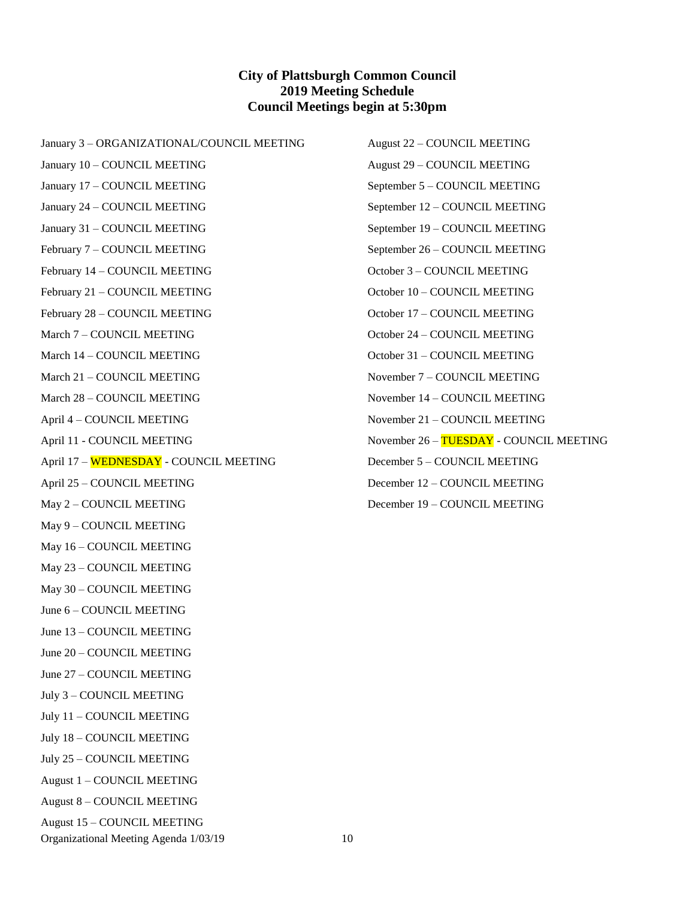**City of Plattsburgh Common Council**
**2019 Meeting Schedule**
**Council Meetings begin at 5:30pm**

January 3 – ORGANIZATIONAL/COUNCIL MEETING

January 10 – COUNCIL MEETING

January 17 – COUNCIL MEETING

January 24 – COUNCIL MEETING

January 31 – COUNCIL MEETING

February 7 – COUNCIL MEETING

February 14 – COUNCIL MEETING

February 21 – COUNCIL MEETING

February 28 – COUNCIL MEETING

March 7 – COUNCIL MEETING

March 14 – COUNCIL MEETING

March 21 – COUNCIL MEETING

March 28 – COUNCIL MEETING

April 4 – COUNCIL MEETING

April 11 - COUNCIL MEETING

April 17 – WEDNESDAY - COUNCIL MEETING

April 25 – COUNCIL MEETING

May 2 – COUNCIL MEETING

May 9 – COUNCIL MEETING

May 16 – COUNCIL MEETING

May 23 – COUNCIL MEETING

May 30 – COUNCIL MEETING

June 6 – COUNCIL MEETING

June 13 – COUNCIL MEETING

June 20 – COUNCIL MEETING

June 27 – COUNCIL MEETING

July 3 – COUNCIL MEETING

July 11 – COUNCIL MEETING

July 18 – COUNCIL MEETING

July 25 – COUNCIL MEETING

August 1 – COUNCIL MEETING

August 8 – COUNCIL MEETING

August 15 – COUNCIL MEETING

August 22 – COUNCIL MEETING

August 29 – COUNCIL MEETING

September 5 – COUNCIL MEETING

September 12 – COUNCIL MEETING

September 19 – COUNCIL MEETING

September 26 – COUNCIL MEETING

October 3 – COUNCIL MEETING

October 10 – COUNCIL MEETING

October 17 – COUNCIL MEETING

October 24 – COUNCIL MEETING

October 31 – COUNCIL MEETING

November 7 – COUNCIL MEETING

November 14 – COUNCIL MEETING

November 21 – COUNCIL MEETING

November 26 – TUESDAY - COUNCIL MEETING

December 5 – COUNCIL MEETING

December 12 – COUNCIL MEETING

December 19 – COUNCIL MEETING